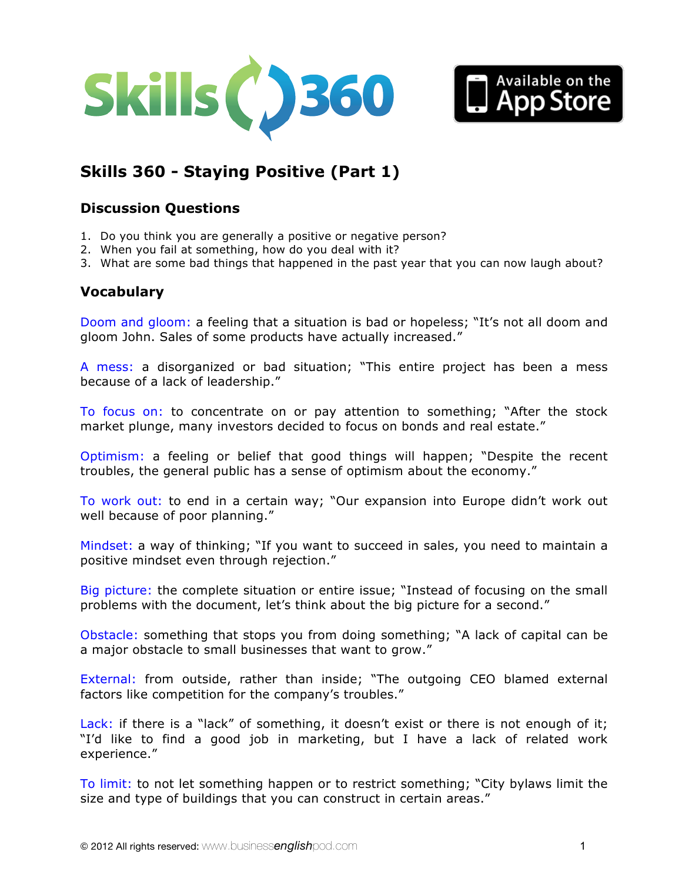# Skills 360 - Staying Positive (Part 1)

## Discussion Questions

1. Do you think you are generally a positive or negative person?
2. When you fail at something, how do you deal with it?
3. What are some bad things that happened in the past year that you can now laugh about?

## Vocabulary

Doom and gloom: a feeling that a situation is bad or hopeless; "It's not all doom and gloom John. Sales of some products have actually increased."

A mess: a disorganized or bad situation; "This entire project has been a mess because of a lack of leadership."

To focus on: to concentrate on or pay attention to something; "After the stock market plunge, many investors decided to focus on bonds and real estate."

Optimism: a feeling or belief that good things will happen; "Despite the recent troubles, the general public has a sense of optimism about the economy."

To work out: to end in a certain way; "Our expansion into Europe didn't work out well because of poor planning."

Mindset: a way of thinking; "If you want to succeed in sales, you need to maintain a positive mindset even through rejection."

Big picture: the complete situation or entire issue; "Instead of focusing on the small problems with the document, let's think about the big picture for a second."

Obstacle: something that stops you from doing something; "A lack of capital can be a major obstacle to small businesses that want to grow."

External: from outside, rather than inside; "The outgoing CEO blamed external factors like competition for the company's troubles."

Lack: if there is a "lack" of something, it doesn't exist or there is not enough of it; "I'd like to find a good job in marketing, but I have a lack of related work experience."

To limit: to not let something happen or to restrict something; "City bylaws limit the size and type of buildings that you can construct in certain areas."

© 2012 All rights reserved: www.businessenglishpod.com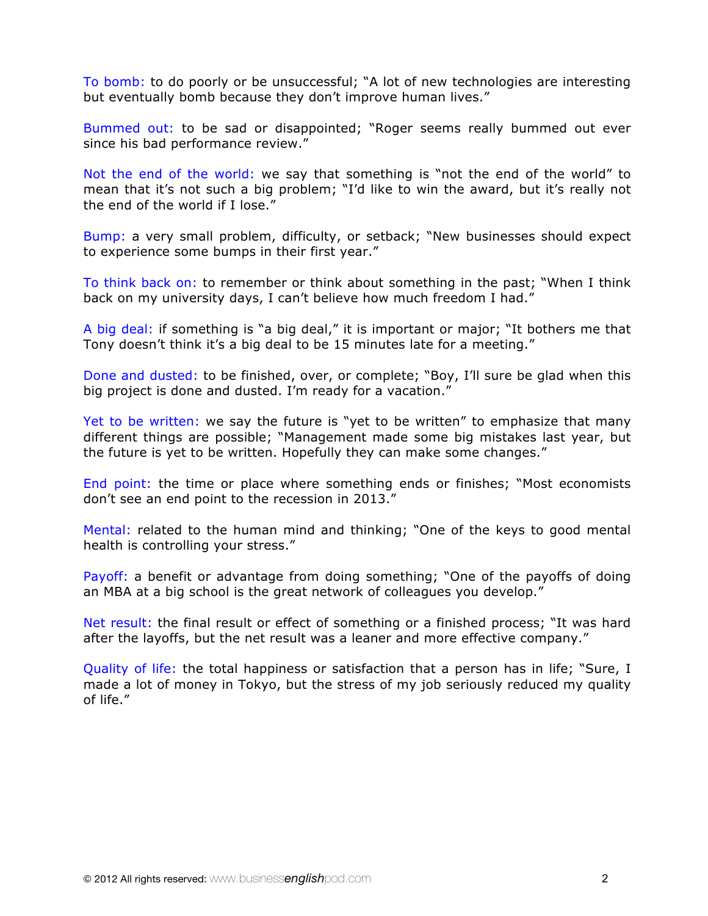To bomb: to do poorly or be unsuccessful; "A lot of new technologies are interesting but eventually bomb because they don't improve human lives."

Bummed out: to be sad or disappointed; "Roger seems really bummed out ever since his bad performance review."

Not the end of the world: we say that something is "not the end of the world" to mean that it's not such a big problem; "I'd like to win the award, but it's really not the end of the world if I lose."

Bump: a very small problem, difficulty, or setback; "New businesses should expect to experience some bumps in their first year."

To think back on: to remember or think about something in the past; "When I think back on my university days, I can't believe how much freedom I had."

A big deal: if something is "a big deal," it is important or major; "It bothers me that Tony doesn't think it's a big deal to be 15 minutes late for a meeting."

Done and dusted: to be finished, over, or complete; "Boy, I'll sure be glad when this big project is done and dusted. I'm ready for a vacation."

Yet to be written: we say the future is "yet to be written" to emphasize that many different things are possible; "Management made some big mistakes last year, but the future is yet to be written. Hopefully they can make some changes."

End point: the time or place where something ends or finishes; "Most economists don't see an end point to the recession in 2013."

Mental: related to the human mind and thinking; "One of the keys to good mental health is controlling your stress."

Payoff: a benefit or advantage from doing something; "One of the payoffs of doing an MBA at a big school is the great network of colleagues you develop."

Net result: the final result or effect of something or a finished process; "It was hard after the layoffs, but the net result was a leaner and more effective company."

Quality of life: the total happiness or satisfaction that a person has in life; "Sure, I made a lot of money in Tokyo, but the stress of my job seriously reduced my quality of life."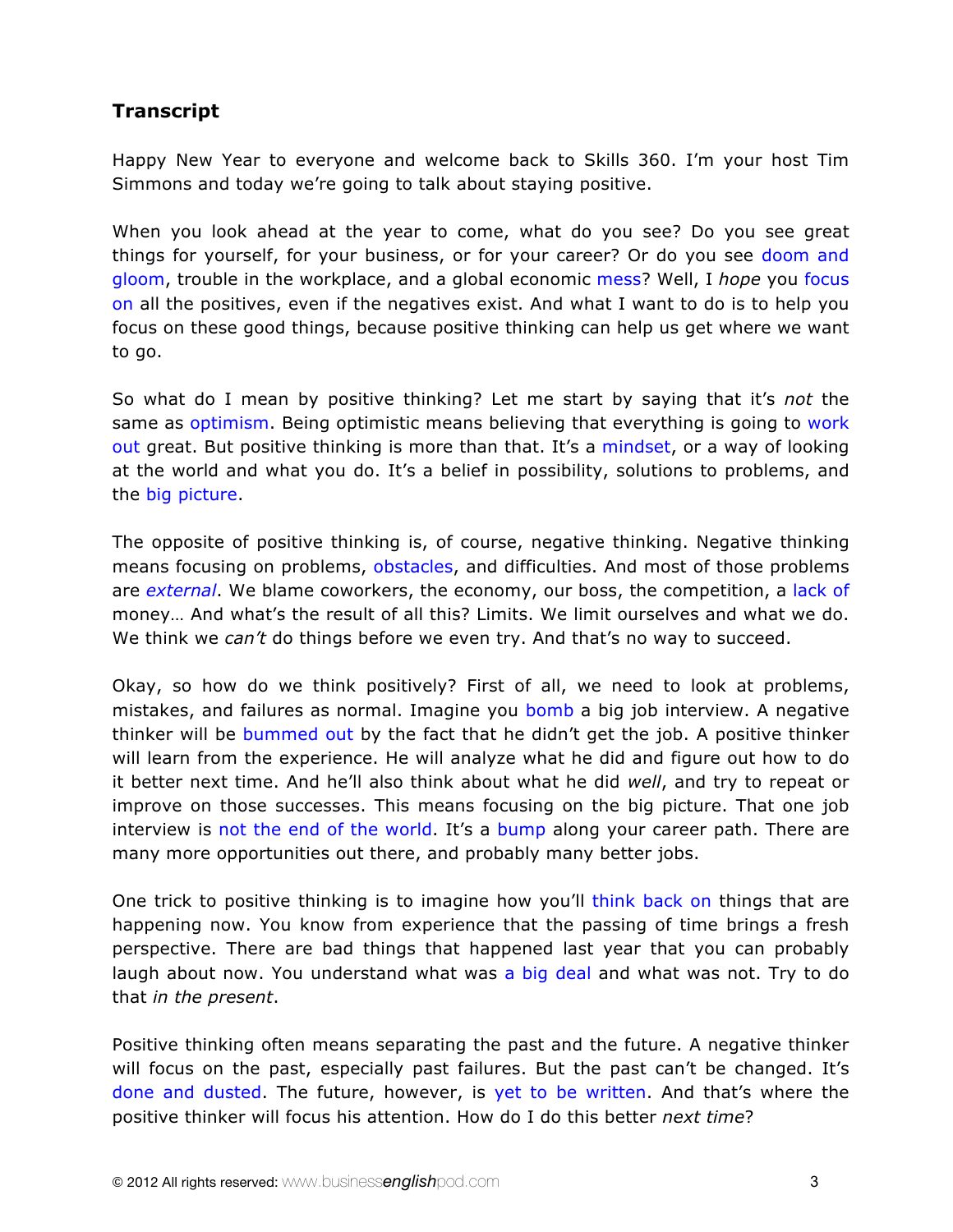## **Transcript**

Happy New Year to everyone and welcome back to Skills 360. I'm your host Tim Simmons and today we're going to talk about staying positive.

When you look ahead at the year to come, what do you see? Do you see great things for yourself, for your business, or for your career? Or do you see doom and gloom, trouble in the workplace, and a global economic mess? Well, I *hope* you focus on all the positives, even if the negatives exist. And what I want to do is to help you focus on these good things, because positive thinking can help us get where we want to go.

So what do I mean by positive thinking? Let me start by saying that it's *not* the same as optimism. Being optimistic means believing that everything is going to work out great. But positive thinking is more than that. It's a mindset, or a way of looking at the world and what you do. It's a belief in possibility, solutions to problems, and the big picture.

The opposite of positive thinking is, of course, negative thinking. Negative thinking means focusing on problems, obstacles, and difficulties. And most of those problems are *external*. We blame coworkers, the economy, our boss, the competition, a lack of money… And what's the result of all this? Limits. We limit ourselves and what we do. We think we *can't* do things before we even try. And that's no way to succeed.

Okay, so how do we think positively? First of all, we need to look at problems, mistakes, and failures as normal. Imagine you bomb a big job interview. A negative thinker will be bummed out by the fact that he didn't get the job. A positive thinker will learn from the experience. He will analyze what he did and figure out how to do it better next time. And he'll also think about what he did *well*, and try to repeat or improve on those successes. This means focusing on the big picture. That one job interview is not the end of the world. It's a bump along your career path. There are many more opportunities out there, and probably many better jobs.

One trick to positive thinking is to imagine how you'll think back on things that are happening now. You know from experience that the passing of time brings a fresh perspective. There are bad things that happened last year that you can probably laugh about now. You understand what was a big deal and what was not. Try to do that *in the present*.

Positive thinking often means separating the past and the future. A negative thinker will focus on the past, especially past failures. But the past can't be changed. It's done and dusted. The future, however, is yet to be written. And that's where the positive thinker will focus his attention. How do I do this better *next time*?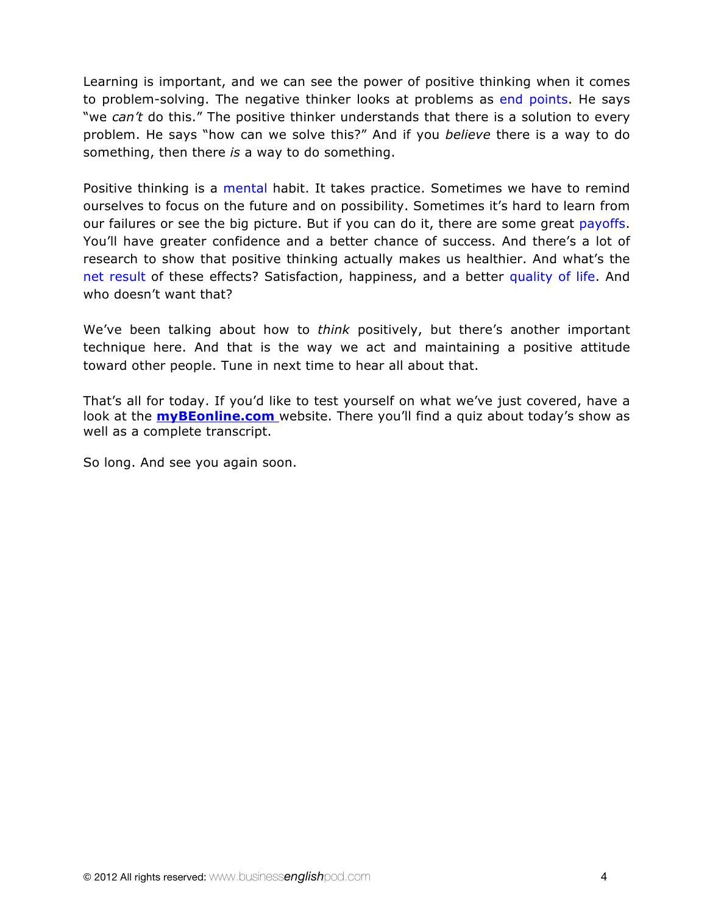Learning is important, and we can see the power of positive thinking when it comes to problem-solving. The negative thinker looks at problems as end points. He says "we *can't* do this." The positive thinker understands that there is a solution to every problem. He says "how can we solve this?" And if you *believe* there is a way to do something, then there *is* a way to do something.

Positive thinking is a mental habit. It takes practice. Sometimes we have to remind ourselves to focus on the future and on possibility. Sometimes it's hard to learn from our failures or see the big picture. But if you can do it, there are some great payoffs. You'll have greater confidence and a better chance of success. And there's a lot of research to show that positive thinking actually makes us healthier. And what's the net result of these effects? Satisfaction, happiness, and a better quality of life. And who doesn't want that?

We've been talking about how to *think* positively, but there's another important technique here. And that is the way we act and maintaining a positive attitude toward other people. Tune in next time to hear all about that.

That's all for today. If you'd like to test yourself on what we've just covered, have a look at the **myBEonline.com** website. There you'll find a quiz about today's show as well as a complete transcript.

So long. And see you again soon.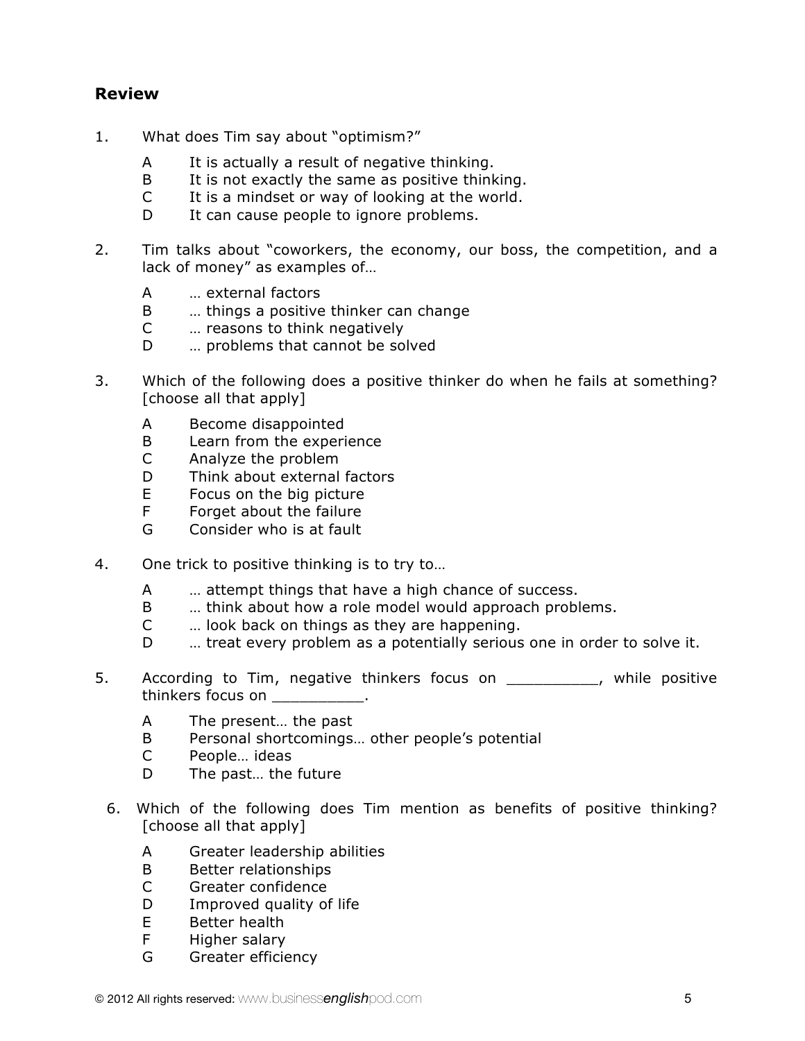## Review

1. What does Tim say about "optimism?"

   A It is actually a result of negative thinking.
   B It is not exactly the same as positive thinking.
   C It is a mindset or way of looking at the world.
   D It can cause people to ignore problems.

2. Tim talks about "coworkers, the economy, our boss, the competition, and a lack of money" as examples of…

   A … external factors
   B … things a positive thinker can change
   C … reasons to think negatively
   D … problems that cannot be solved

3. Which of the following does a positive thinker do when he fails at something? [choose all that apply]

   A Become disappointed
   B Learn from the experience
   C Analyze the problem
   D Think about external factors
   E Focus on the big picture
   F Forget about the failure
   G Consider who is at fault

4. One trick to positive thinking is to try to…

   A … attempt things that have a high chance of success.
   B … think about how a role model would approach problems.
   C … look back on things as they are happening.
   D … treat every problem as a potentially serious one in order to solve it.

5. According to Tim, negative thinkers focus on __________, while positive thinkers focus on __________.

   A The present… the past
   B Personal shortcomings… other people's potential
   C People… ideas
   D The past… the future

6. Which of the following does Tim mention as benefits of positive thinking? [choose all that apply]

   A Greater leadership abilities
   B Better relationships
   C Greater confidence
   D Improved quality of life
   E Better health
   F Higher salary
   G Greater efficiency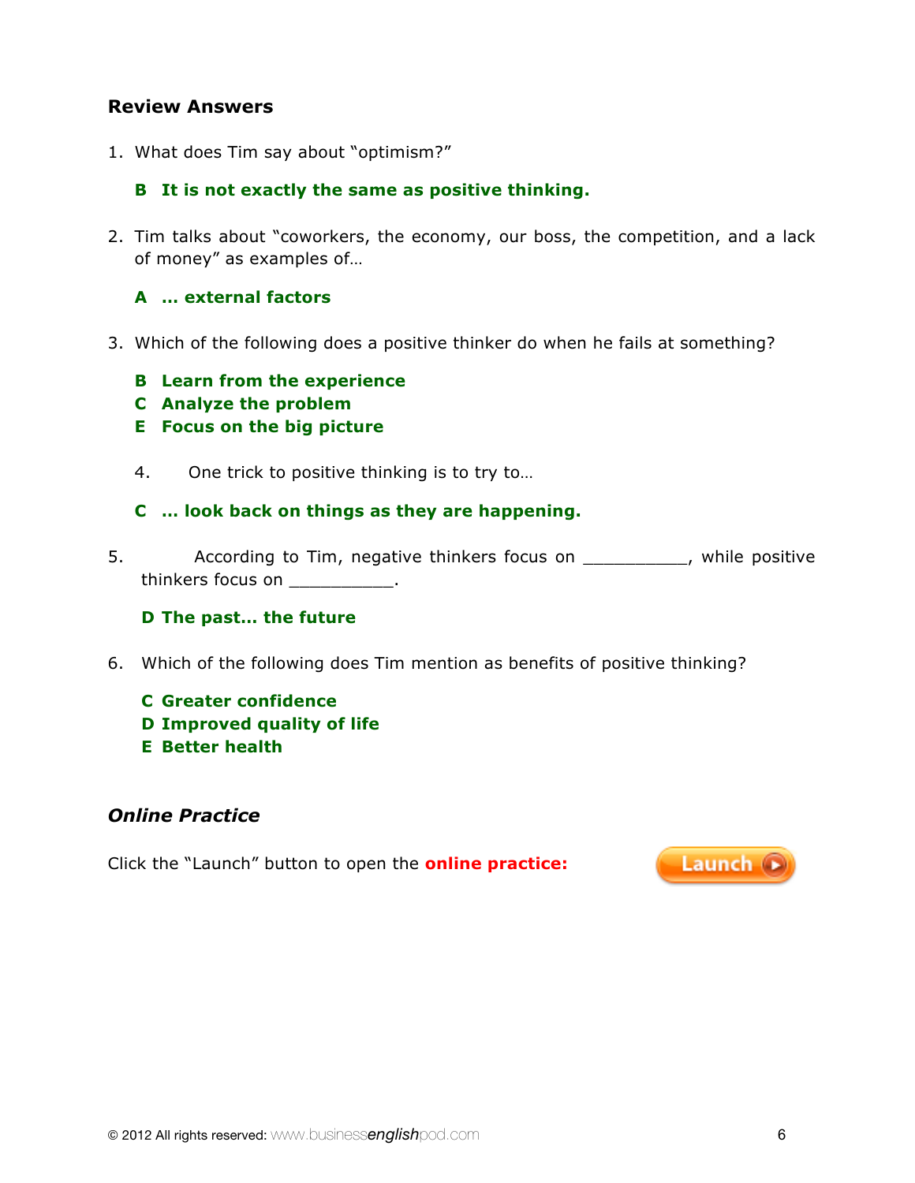### Review Answers

1. What does Tim say about "optimism?"

   **B It is not exactly the same as positive thinking.**

2. Tim talks about "coworkers, the economy, our boss, the competition, and a lack of money" as examples of…

   **A … external factors**

3. Which of the following does a positive thinker do when he fails at something?

   **B Learn from the experience**
   **C Analyze the problem**
   **E Focus on the big picture**

4. One trick to positive thinking is to try to…

   **C … look back on things as they are happening.**

5. According to Tim, negative thinkers focus on __________, while positive thinkers focus on __________.

   **D The past… the future**

6. Which of the following does Tim mention as benefits of positive thinking?

   **C Greater confidence**
   **D Improved quality of life**
   **E Better health**

### *Online Practice*

Click the "Launch" button to open the **online practice:**

Launch

© 2012 All rights reserved: www.businessenglishpod.com